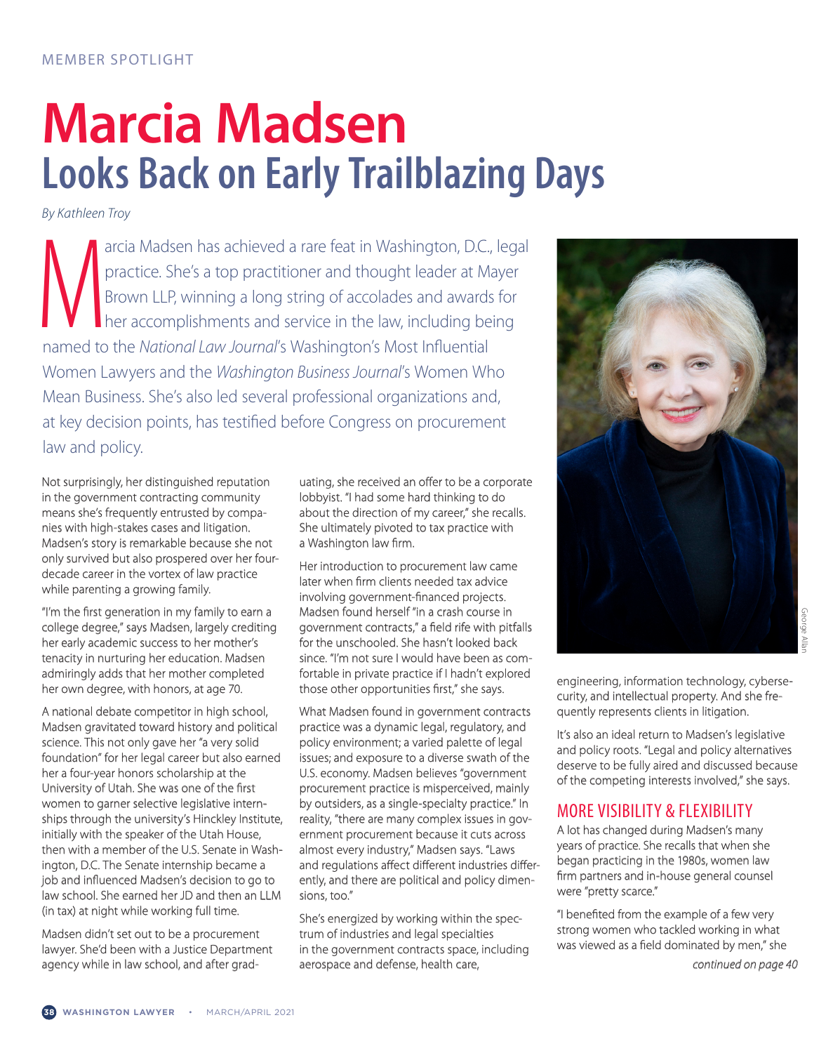MEMBER SPOTLIGHT

# Marcia Madsen
## Looks Back on Early Trailblazing Days

*By Kathleen Troy*

Marcia Madsen has achieved a rare feat in Washington, D.C., legal practice. She's a top practitioner and thought leader at Mayer Brown LLP, winning a long string of accolades and awards for her accomplishments and service in the law, including being named to the *National Law Journal*'s Washington's Most Influential Women Lawyers and the *Washington Business Journal*'s Women Who Mean Business. She's also led several professional organizations and, at key decision points, has testified before Congress on procurement law and policy.

Not surprisingly, her distinguished reputation in the government contracting community means she's frequently entrusted by companies with high-stakes cases and litigation. Madsen's story is remarkable because she not only survived but also prospered over her four-decade career in the vortex of law practice while parenting a growing family.

"I'm the first generation in my family to earn a college degree," says Madsen, largely crediting her early academic success to her mother's tenacity in nurturing her education. Madsen admiringly adds that her mother completed her own degree, with honors, at age 70.

A national debate competitor in high school, Madsen gravitated toward history and political science. This not only gave her "a very solid foundation" for her legal career but also earned her a four-year honors scholarship at the University of Utah. She was one of the first women to garner selective legislative internships through the university's Hinckley Institute, initially with the speaker of the Utah House, then with a member of the U.S. Senate in Washington, D.C. The Senate internship became a job and influenced Madsen's decision to go to law school. She earned her JD and then an LLM (in tax) at night while working full time.

Madsen didn't set out to be a procurement lawyer. She'd been with a Justice Department agency while in law school, and after graduating, she received an offer to be a corporate lobbyist. "I had some hard thinking to do about the direction of my career," she recalls. She ultimately pivoted to tax practice with a Washington law firm.

Her introduction to procurement law came later when firm clients needed tax advice involving government-financed projects. Madsen found herself "in a crash course in government contracts," a field rife with pitfalls for the unschooled. She hasn't looked back since. "I'm not sure I would have been as comfortable in private practice if I hadn't explored those other opportunities first," she says.

What Madsen found in government contracts practice was a dynamic legal, regulatory, and policy environment; a varied palette of legal issues; and exposure to a diverse swath of the U.S. economy. Madsen believes "government procurement practice is misperceived, mainly by outsiders, as a single-specialty practice." In reality, "there are many complex issues in government procurement because it cuts across almost every industry," Madsen says. "Laws and regulations affect different industries differently, and there are political and policy dimensions, too."

She's energized by working within the spectrum of industries and legal specialties in the government contracts space, including aerospace and defense, health care, engineering, information technology, cybersecurity, and intellectual property. And she frequently represents clients in litigation.

It's also an ideal return to Madsen's legislative and policy roots. "Legal and policy alternatives deserve to be fully aired and discussed because of the competing interests involved," she says.

### MORE VISIBILITY & FLEXIBILITY

A lot has changed during Madsen's many years of practice. She recalls that when she began practicing in the 1980s, women law firm partners and in-house general counsel were "pretty scarce."

"I benefited from the example of a few very strong women who tackled working in what was viewed as a field dominated by men," she

*continued on page 40*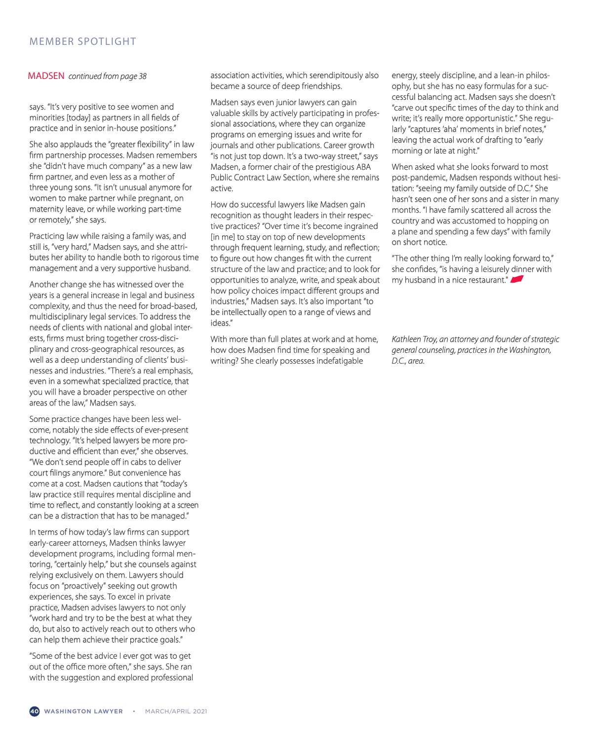MADSEN *continued from page 38*

says. "It's very positive to see women and minorities [today] as partners in all fields of practice and in senior in-house positions."

She also applauds the "greater flexibility" in law firm partnership processes. Madsen remembers she "didn't have much company" as a new law firm partner, and even less as a mother of three young sons. "It isn't unusual anymore for women to make partner while pregnant, on maternity leave, or while working part-time or remotely," she says.

Practicing law while raising a family was, and still is, "very hard," Madsen says, and she attributes her ability to handle both to rigorous time management and a very supportive husband.

Another change she has witnessed over the years is a general increase in legal and business complexity, and thus the need for broad-based, multidisciplinary legal services. To address the needs of clients with national and global interests, firms must bring together cross-disciplinary and cross-geographical resources, as well as a deep understanding of clients' businesses and industries. "There's a real emphasis, even in a somewhat specialized practice, that you will have a broader perspective on other areas of the law," Madsen says.

Some practice changes have been less welcome, notably the side effects of ever-present technology. "It's helped lawyers be more productive and efficient than ever," she observes. "We don't send people off in cabs to deliver court filings anymore." But convenience has come at a cost. Madsen cautions that "today's law practice still requires mental discipline and time to reflect, and constantly looking at a screen can be a distraction that has to be managed."

In terms of how today's law firms can support early-career attorneys, Madsen thinks lawyer development programs, including formal mentoring, "certainly help," but she counsels against relying exclusively on them. Lawyers should focus on "proactively" seeking out growth experiences, she says. To excel in private practice, Madsen advises lawyers to not only "work hard and try to be the best at what they do, but also to actively reach out to others who can help them achieve their practice goals."

"Some of the best advice I ever got was to get out of the office more often," she says. She ran with the suggestion and explored professional association activities, which serendipitously also became a source of deep friendships.

Madsen says even junior lawyers can gain valuable skills by actively participating in professional associations, where they can organize programs on emerging issues and write for journals and other publications. Career growth "is not just top down. It's a two-way street," says Madsen, a former chair of the prestigious ABA Public Contract Law Section, where she remains active.

How do successful lawyers like Madsen gain recognition as thought leaders in their respective practices? "Over time it's become ingrained [in me] to stay on top of new developments through frequent learning, study, and reflection; to figure out how changes fit with the current structure of the law and practice; and to look for opportunities to analyze, write, and speak about how policy choices impact different groups and industries," Madsen says. It's also important "to be intellectually open to a range of views and ideas."

With more than full plates at work and at home, how does Madsen find time for speaking and writing? She clearly possesses indefatigable energy, steely discipline, and a lean-in philosophy, but she has no easy formulas for a successful balancing act. Madsen says she doesn't "carve out specific times of the day to think and write; it's really more opportunistic." She regularly "captures 'aha' moments in brief notes," leaving the actual work of drafting to "early morning or late at night."

When asked what she looks forward to most post-pandemic, Madsen responds without hesitation: "seeing my family outside of D.C." She hasn't seen one of her sons and a sister in many months. "I have family scattered all across the country and was accustomed to hopping on a plane and spending a few days" with family on short notice.

"The other thing I'm really looking forward to," she confides, "is having a leisurely dinner with my husband in a nice restaurant."

*Kathleen Troy, an attorney and founder of strategic general counseling, practices in the Washington, D.C., area.*